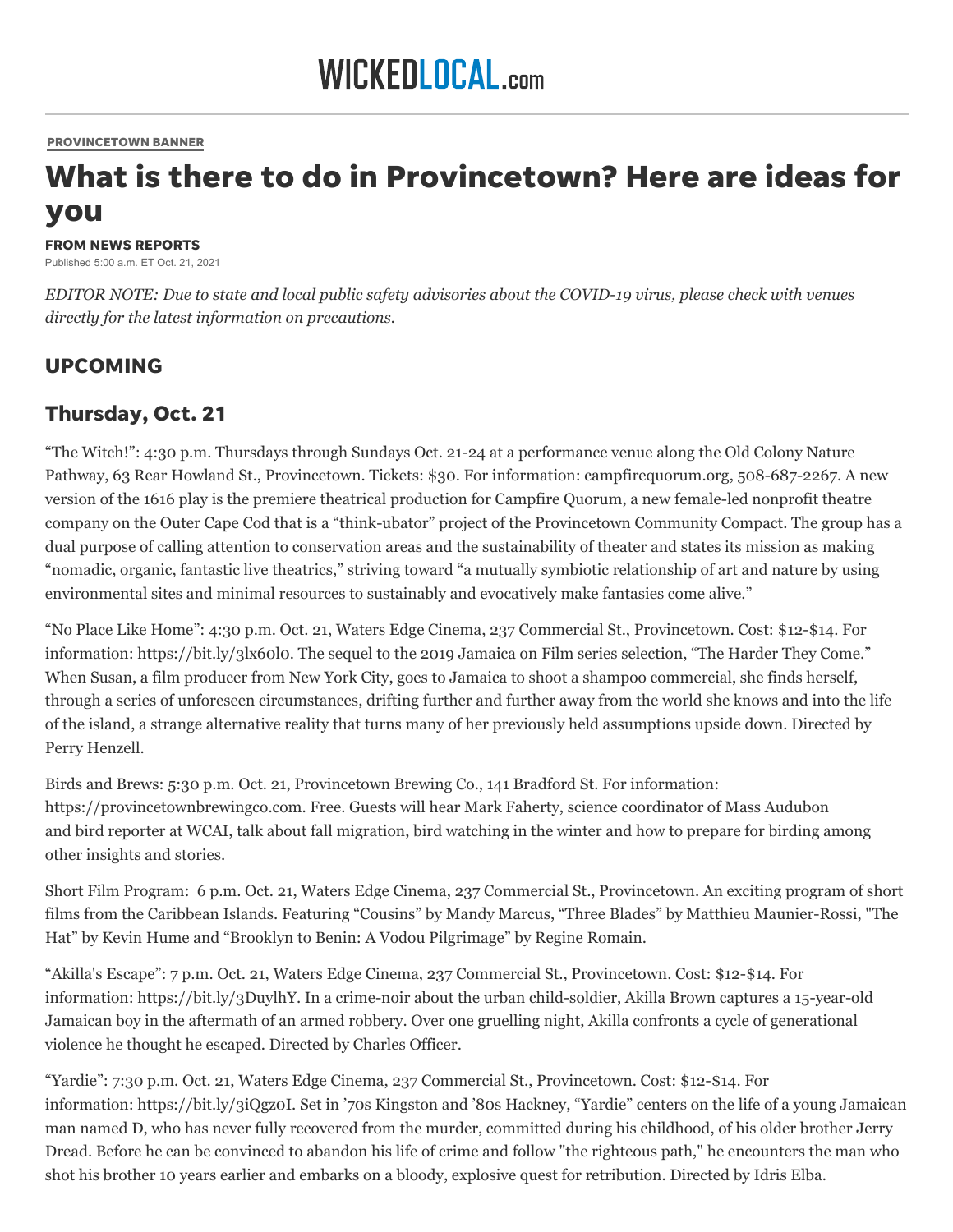WICKEDLOCAL.com

PROVINCETOWN BANNER

# What is there to do in Provincetown? Here are ideas for you

**FROM NEWS REPORTS**

Published 5:00 a.m. ET Oct. 21, 2021

*EDITOR NOTE: Due to state and local public safety advisories about the COVID-19 virus, please check with venues directly for the latest information on precautions.*

## UPCOMING

## Thursday, Oct. 21

"The Witch!": 4:30 p.m. Thursdays through Sundays Oct. 21-24 at a performance venue along the Old Colony Nature Pathway, 63 Rear Howland St., Provincetown. Tickets: $30. For information: campfirequorum.org, 508-687-2267. A new version of the 1616 play is the premiere theatrical production for Campfire Quorum, a new female-led nonprofit theatre company on the Outer Cape Cod that is a "think-ubator" project of the Provincetown Community Compact. The group has a dual purpose of calling attention to conservation areas and the sustainability of theater and states its mission as making "nomadic, organic, fantastic live theatrics," striving toward "a mutually symbiotic relationship of art and nature by using environmental sites and minimal resources to sustainably and evocatively make fantasies come alive."

"No Place Like Home": 4:30 p.m. Oct. 21, Waters Edge Cinema, 237 Commercial St., Provincetown. Cost: $12-$14. For information: https://bit.ly/3lx60l0. The sequel to the 2019 Jamaica on Film series selection, "The Harder They Come." When Susan, a film producer from New York City, goes to Jamaica to shoot a shampoo commercial, she finds herself, through a series of unforeseen circumstances, drifting further and further away from the world she knows and into the life of the island, a strange alternative reality that turns many of her previously held assumptions upside down. Directed by Perry Henzell.

Birds and Brews: 5:30 p.m. Oct. 21, Provincetown Brewing Co., 141 Bradford St. For information: https://provincetownbrewingco.com. Free. Guests will hear Mark Faherty, science coordinator of Mass Audubon and bird reporter at WCAI, talk about fall migration, bird watching in the winter and how to prepare for birding among other insights and stories.

Short Film Program: 6 p.m. Oct. 21, Waters Edge Cinema, 237 Commercial St., Provincetown. An exciting program of short films from the Caribbean Islands. Featuring "Cousins" by Mandy Marcus, "Three Blades" by Matthieu Maunier-Rossi, "The Hat" by Kevin Hume and "Brooklyn to Benin: A Vodou Pilgrimage" by Regine Romain.

"Akilla's Escape": 7 p.m. Oct. 21, Waters Edge Cinema, 237 Commercial St., Provincetown. Cost: $12-$14. For information: https://bit.ly/3DuylhY. In a crime-noir about the urban child-soldier, Akilla Brown captures a 15-year-old Jamaican boy in the aftermath of an armed robbery. Over one gruelling night, Akilla confronts a cycle of generational violence he thought he escaped. Directed by Charles Officer.

"Yardie": 7:30 p.m. Oct. 21, Waters Edge Cinema, 237 Commercial St., Provincetown. Cost: $12-$14. For information: https://bit.ly/3iQgz0I. Set in '70s Kingston and '80s Hackney, "Yardie" centers on the life of a young Jamaican man named D, who has never fully recovered from the murder, committed during his childhood, of his older brother Jerry Dread. Before he can be convinced to abandon his life of crime and follow "the righteous path," he encounters the man who shot his brother 10 years earlier and embarks on a bloody, explosive quest for retribution. Directed by Idris Elba.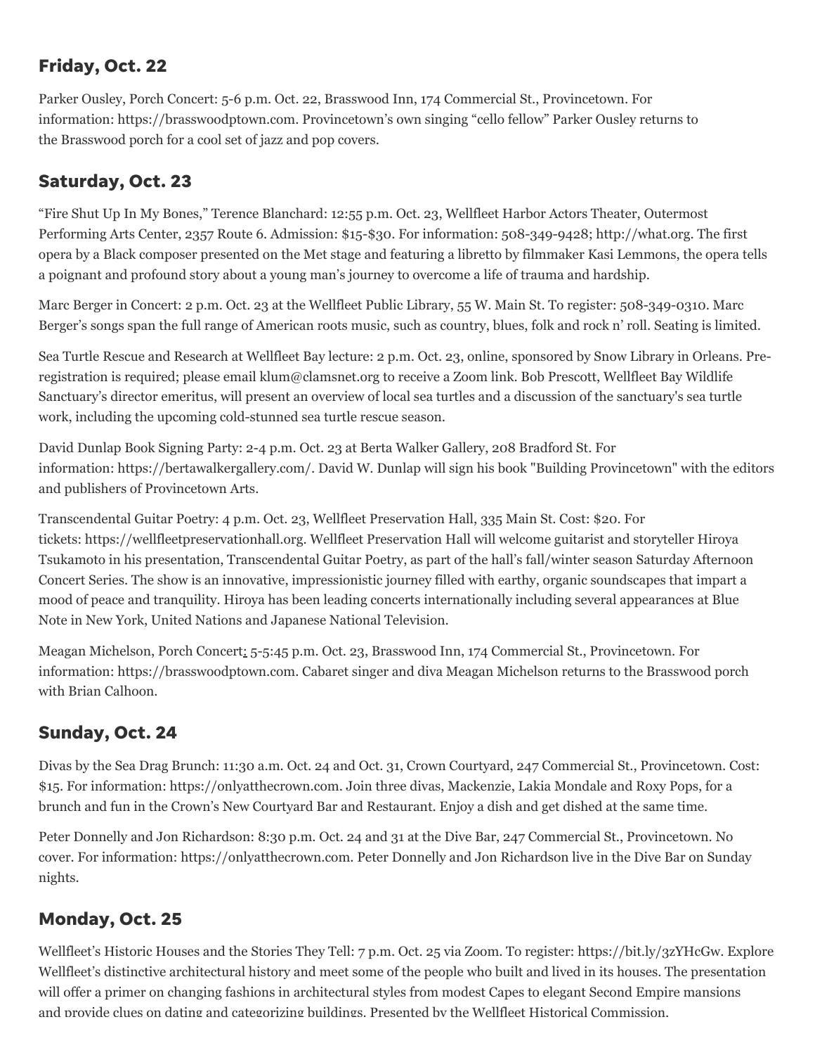## Friday, Oct. 22

Parker Ousley, Porch Concert: 5-6 p.m. Oct. 22, Brasswood Inn, 174 Commercial St., Provincetown. For information: https://brasswoodptown.com. Provincetown's own singing "cello fellow" Parker Ousley returns to the Brasswood porch for a cool set of jazz and pop covers.

## Saturday, Oct. 23

"Fire Shut Up In My Bones," Terence Blanchard: 12:55 p.m. Oct. 23, Wellfleet Harbor Actors Theater, Outermost Performing Arts Center, 2357 Route 6. Admission: $15-$30. For information: 508-349-9428; http://what.org. The first opera by a Black composer presented on the Met stage and featuring a libretto by filmmaker Kasi Lemmons, the opera tells a poignant and profound story about a young man's journey to overcome a life of trauma and hardship.

Marc Berger in Concert: 2 p.m. Oct. 23 at the Wellfleet Public Library, 55 W. Main St. To register: 508-349-0310. Marc Berger's songs span the full range of American roots music, such as country, blues, folk and rock n' roll. Seating is limited.

Sea Turtle Rescue and Research at Wellfleet Bay lecture: 2 p.m. Oct. 23, online, sponsored by Snow Library in Orleans. Pre-registration is required; please email klum@clamsnet.org to receive a Zoom link. Bob Prescott, Wellfleet Bay Wildlife Sanctuary's director emeritus, will present an overview of local sea turtles and a discussion of the sanctuary's sea turtle work, including the upcoming cold-stunned sea turtle rescue season.

David Dunlap Book Signing Party: 2-4 p.m. Oct. 23 at Berta Walker Gallery, 208 Bradford St. For information: https://bertawalkergallery.com/. David W. Dunlap will sign his book "Building Provincetown" with the editors and publishers of Provincetown Arts.

Transcendental Guitar Poetry: 4 p.m. Oct. 23, Wellfleet Preservation Hall, 335 Main St. Cost: $20. For tickets: https://wellfleetpreservationhall.org. Wellfleet Preservation Hall will welcome guitarist and storyteller Hiroya Tsukamoto in his presentation, Transcendental Guitar Poetry, as part of the hall's fall/winter season Saturday Afternoon Concert Series. The show is an innovative, impressionistic journey filled with earthy, organic soundscapes that impart a mood of peace and tranquility. Hiroya has been leading concerts internationally including several appearances at Blue Note in New York, United Nations and Japanese National Television.

Meagan Michelson, Porch Concert: 5-5:45 p.m. Oct. 23, Brasswood Inn, 174 Commercial St., Provincetown. For information: https://brasswoodptown.com. Cabaret singer and diva Meagan Michelson returns to the Brasswood porch with Brian Calhoon.

## Sunday, Oct. 24

Divas by the Sea Drag Brunch: 11:30 a.m. Oct. 24 and Oct. 31, Crown Courtyard, 247 Commercial St., Provincetown. Cost: $15. For information: https://onlyatthecrown.com. Join three divas, Mackenzie, Lakia Mondale and Roxy Pops, for a brunch and fun in the Crown's New Courtyard Bar and Restaurant. Enjoy a dish and get dished at the same time.

Peter Donnelly and Jon Richardson: 8:30 p.m. Oct. 24 and 31 at the Dive Bar, 247 Commercial St., Provincetown. No cover. For information: https://onlyatthecrown.com. Peter Donnelly and Jon Richardson live in the Dive Bar on Sunday nights.

## Monday, Oct. 25

Wellfleet's Historic Houses and the Stories They Tell: 7 p.m. Oct. 25 via Zoom. To register: https://bit.ly/3zYHcGw. Explore Wellfleet's distinctive architectural history and meet some of the people who built and lived in its houses. The presentation will offer a primer on changing fashions in architectural styles from modest Capes to elegant Second Empire mansions and provide clues on dating and categorizing buildings. Presented by the Wellfleet Historical Commission.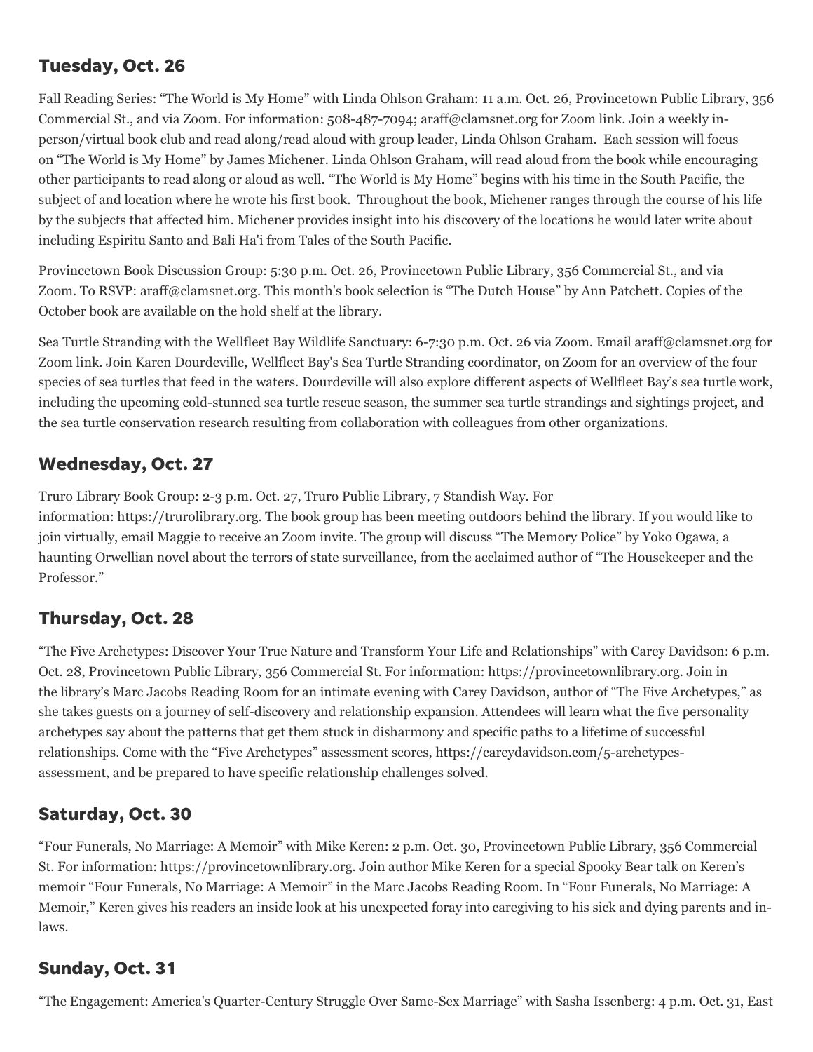## Tuesday, Oct. 26

Fall Reading Series: “The World is My Home” with Linda Ohlson Graham: 11 a.m. Oct. 26, Provincetown Public Library, 356 Commercial St., and via Zoom. For information: 508-487-7094; araff@clamsnet.org for Zoom link. Join a weekly in-person/virtual book club and read along/read aloud with group leader, Linda Ohlson Graham. Each session will focus on “The World is My Home” by James Michener. Linda Ohlson Graham, will read aloud from the book while encouraging other participants to read along or aloud as well. “The World is My Home” begins with his time in the South Pacific, the subject of and location where he wrote his first book. Throughout the book, Michener ranges through the course of his life by the subjects that affected him. Michener provides insight into his discovery of the locations he would later write about including Espiritu Santo and Bali Ha'i from Tales of the South Pacific.

Provincetown Book Discussion Group: 5:30 p.m. Oct. 26, Provincetown Public Library, 356 Commercial St., and via Zoom. To RSVP: araff@clamsnet.org. This month's book selection is “The Dutch House” by Ann Patchett. Copies of the October book are available on the hold shelf at the library.

Sea Turtle Stranding with the Wellfleet Bay Wildlife Sanctuary: 6-7:30 p.m. Oct. 26 via Zoom. Email araff@clamsnet.org for Zoom link. Join Karen Dourdeville, Wellfleet Bay's Sea Turtle Stranding coordinator, on Zoom for an overview of the four species of sea turtles that feed in the waters. Dourdeville will also explore different aspects of Wellfleet Bay’s sea turtle work, including the upcoming cold-stunned sea turtle rescue season, the summer sea turtle strandings and sightings project, and the sea turtle conservation research resulting from collaboration with colleagues from other organizations.

## Wednesday, Oct. 27

Truro Library Book Group: 2-3 p.m. Oct. 27, Truro Public Library, 7 Standish Way. For information: https://trurolibrary.org. The book group has been meeting outdoors behind the library. If you would like to join virtually, email Maggie to receive an Zoom invite. The group will discuss “The Memory Police” by Yoko Ogawa, a haunting Orwellian novel about the terrors of state surveillance, from the acclaimed author of “The Housekeeper and the Professor.”

## Thursday, Oct. 28

“The Five Archetypes: Discover Your True Nature and Transform Your Life and Relationships” with Carey Davidson: 6 p.m. Oct. 28, Provincetown Public Library, 356 Commercial St. For information: https://provincetownlibrary.org. Join in the library’s Marc Jacobs Reading Room for an intimate evening with Carey Davidson, author of “The Five Archetypes,” as she takes guests on a journey of self-discovery and relationship expansion. Attendees will learn what the five personality archetypes say about the patterns that get them stuck in disharmony and specific paths to a lifetime of successful relationships. Come with the “Five Archetypes” assessment scores, https://careydavidson.com/5-archetypes-assessment, and be prepared to have specific relationship challenges solved.

## Saturday, Oct. 30

“Four Funerals, No Marriage: A Memoir” with Mike Keren: 2 p.m. Oct. 30, Provincetown Public Library, 356 Commercial St. For information: https://provincetownlibrary.org. Join author Mike Keren for a special Spooky Bear talk on Keren’s memoir “Four Funerals, No Marriage: A Memoir” in the Marc Jacobs Reading Room. In “Four Funerals, No Marriage: A Memoir,” Keren gives his readers an inside look at his unexpected foray into caregiving to his sick and dying parents and in-laws.

## Sunday, Oct. 31

“The Engagement: America's Quarter-Century Struggle Over Same-Sex Marriage” with Sasha Issenberg: 4 p.m. Oct. 31, East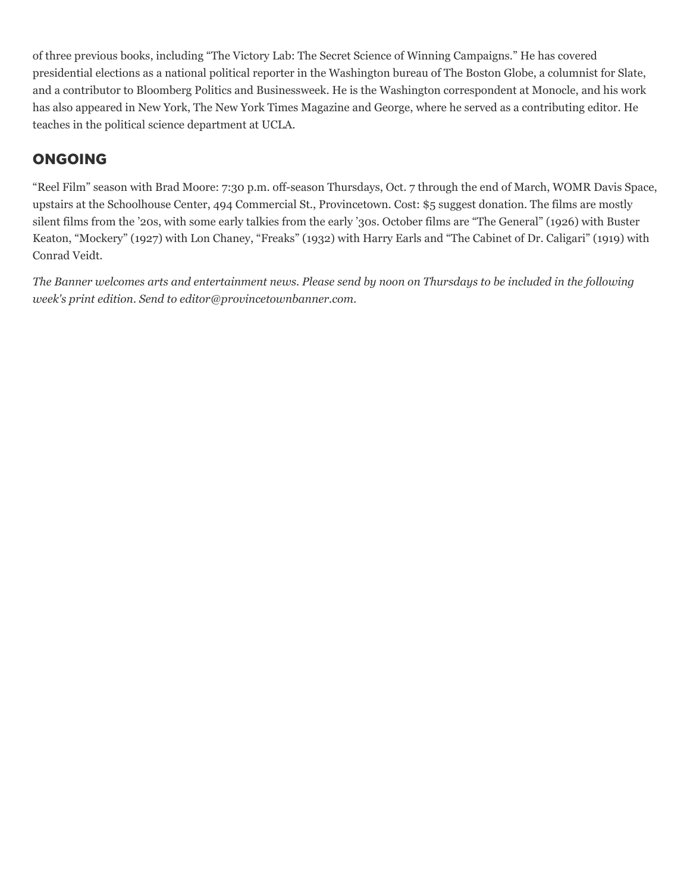of three previous books, including "The Victory Lab: The Secret Science of Winning Campaigns." He has covered presidential elections as a national political reporter in the Washington bureau of The Boston Globe, a columnist for Slate, and a contributor to Bloomberg Politics and Businessweek. He is the Washington correspondent at Monocle, and his work has also appeared in New York, The New York Times Magazine and George, where he served as a contributing editor. He teaches in the political science department at UCLA.

## ONGOING

"Reel Film" season with Brad Moore: 7:30 p.m. off-season Thursdays, Oct. 7 through the end of March, WOMR Davis Space, upstairs at the Schoolhouse Center, 494 Commercial St., Provincetown. Cost: $5 suggest donation. The films are mostly silent films from the '20s, with some early talkies from the early '30s. October films are "The General" (1926) with Buster Keaton, "Mockery" (1927) with Lon Chaney, "Freaks" (1932) with Harry Earls and "The Cabinet of Dr. Caligari" (1919) with Conrad Veidt.

*The Banner welcomes arts and entertainment news. Please send by noon on Thursdays to be included in the following week's print edition. Send to editor@provincetownbanner.com.*